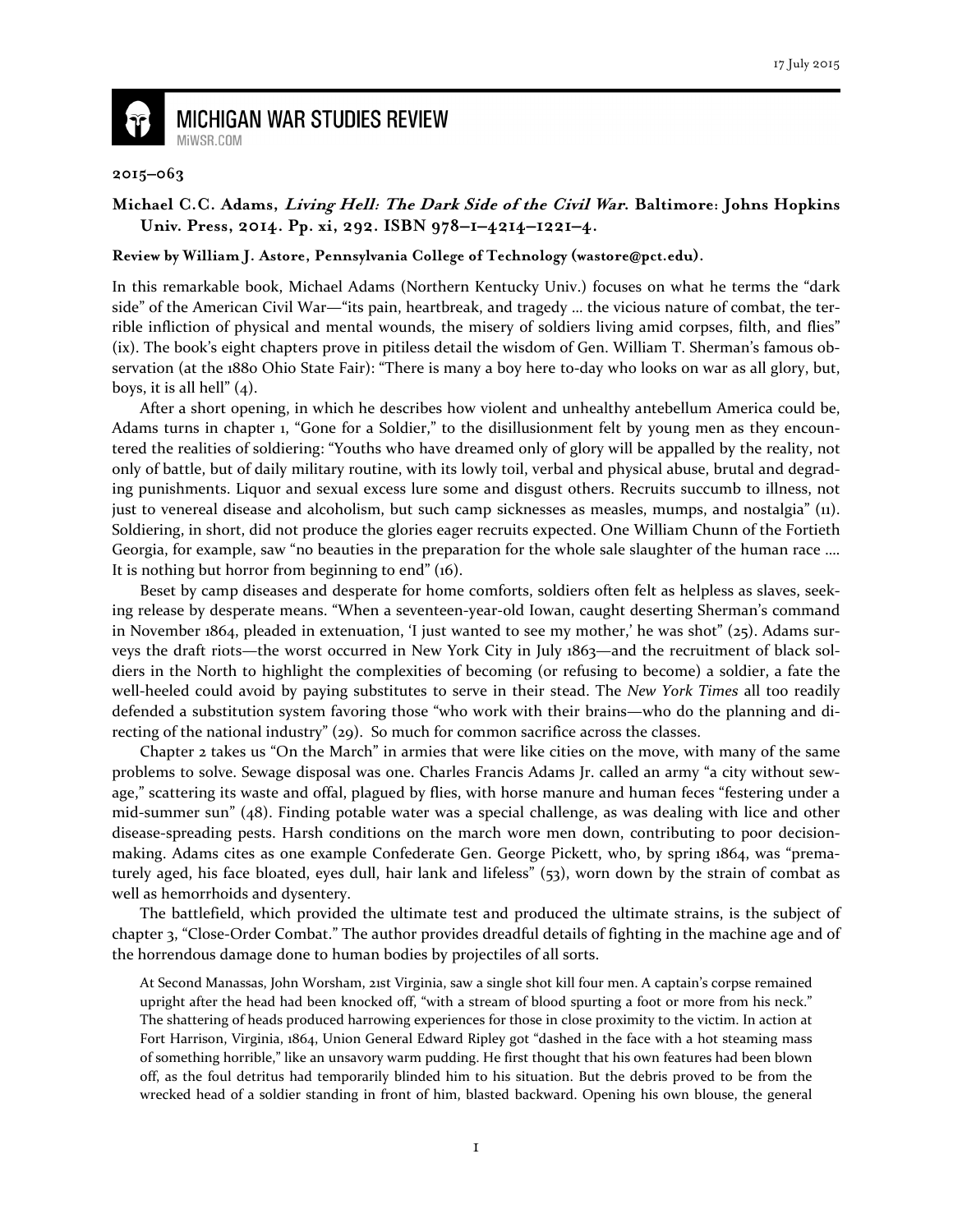17 July 2015

MICHIGAN WAR STUDIES REVIEW
MiWSR.COM

2015–063

**Michael C.C. Adams, *Living Hell: The Dark Side of the Civil War*. Baltimore: Johns Hopkins Univ. Press, 2014. Pp. xi, 292. ISBN 978–1–4214–1221–4.**

**Review by William J. Astore, Pennsylvania College of Technology (wastore@pct.edu).**

In this remarkable book, Michael Adams (Northern Kentucky Univ.) focuses on what he terms the "dark side" of the American Civil War—"its pain, heartbreak, and tragedy … the vicious nature of combat, the terrible infliction of physical and mental wounds, the misery of soldiers living amid corpses, filth, and flies" (ix). The book's eight chapters prove in pitiless detail the wisdom of Gen. William T. Sherman's famous observation (at the 1880 Ohio State Fair): "There is many a boy here to-day who looks on war as all glory, but, boys, it is all hell" (4).

After a short opening, in which he describes how violent and unhealthy antebellum America could be, Adams turns in chapter 1, "Gone for a Soldier," to the disillusionment felt by young men as they encountered the realities of soldiering: "Youths who have dreamed only of glory will be appalled by the reality, not only of battle, but of daily military routine, with its lowly toil, verbal and physical abuse, brutal and degrading punishments. Liquor and sexual excess lure some and disgust others. Recruits succumb to illness, not just to venereal disease and alcoholism, but such camp sicknesses as measles, mumps, and nostalgia" (11). Soldiering, in short, did not produce the glories eager recruits expected. One William Chunn of the Fortieth Georgia, for example, saw "no beauties in the preparation for the whole sale slaughter of the human race …. It is nothing but horror from beginning to end" (16).

Beset by camp diseases and desperate for home comforts, soldiers often felt as helpless as slaves, seeking release by desperate means. "When a seventeen-year-old Iowan, caught deserting Sherman's command in November 1864, pleaded in extenuation, 'I just wanted to see my mother,' he was shot" (25). Adams surveys the draft riots—the worst occurred in New York City in July 1863—and the recruitment of black soldiers in the North to highlight the complexities of becoming (or refusing to become) a soldier, a fate the well-heeled could avoid by paying substitutes to serve in their stead. The *New York Times* all too readily defended a substitution system favoring those "who work with their brains—who do the planning and directing of the national industry" (29). So much for common sacrifice across the classes.

Chapter 2 takes us "On the March" in armies that were like cities on the move, with many of the same problems to solve. Sewage disposal was one. Charles Francis Adams Jr. called an army "a city without sewage," scattering its waste and offal, plagued by flies, with horse manure and human feces "festering under a mid-summer sun" (48). Finding potable water was a special challenge, as was dealing with lice and other disease-spreading pests. Harsh conditions on the march wore men down, contributing to poor decision-making. Adams cites as one example Confederate Gen. George Pickett, who, by spring 1864, was "prematurely aged, his face bloated, eyes dull, hair lank and lifeless" (53), worn down by the strain of combat as well as hemorrhoids and dysentery.

The battlefield, which provided the ultimate test and produced the ultimate strains, is the subject of chapter 3, "Close-Order Combat." The author provides dreadful details of fighting in the machine age and of the horrendous damage done to human bodies by projectiles of all sorts.

> At Second Manassas, John Worsham, 21st Virginia, saw a single shot kill four men. A captain's corpse remained upright after the head had been knocked off, "with a stream of blood spurting a foot or more from his neck." The shattering of heads produced harrowing experiences for those in close proximity to the victim. In action at Fort Harrison, Virginia, 1864, Union General Edward Ripley got "dashed in the face with a hot steaming mass of something horrible," like an unsavory warm pudding. He first thought that his own features had been blown off, as the foul detritus had temporarily blinded him to his situation. But the debris proved to be from the wrecked head of a soldier standing in front of him, blasted backward. Opening his own blouse, the general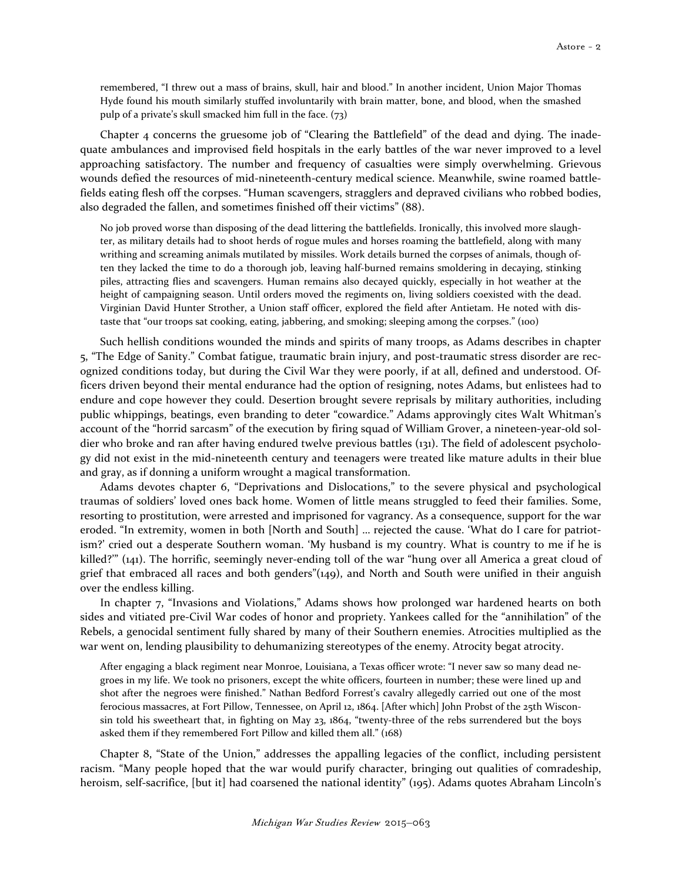> remembered, "I threw out a mass of brains, skull, hair and blood." In another incident, Union Major Thomas Hyde found his mouth similarly stuffed involuntarily with brain matter, bone, and blood, when the smashed pulp of a private's skull smacked him full in the face. (73)

Chapter 4 concerns the gruesome job of "Clearing the Battlefield" of the dead and dying. The inadequate ambulances and improvised field hospitals in the early battles of the war never improved to a level approaching satisfactory. The number and frequency of casualties were simply overwhelming. Grievous wounds defied the resources of mid-nineteenth-century medical science. Meanwhile, swine roamed battlefields eating flesh off the corpses. "Human scavengers, stragglers and depraved civilians who robbed bodies, also degraded the fallen, and sometimes finished off their victims" (88).

> No job proved worse than disposing of the dead littering the battlefields. Ironically, this involved more slaughter, as military details had to shoot herds of rogue mules and horses roaming the battlefield, along with many writhing and screaming animals mutilated by missiles. Work details burned the corpses of animals, though often they lacked the time to do a thorough job, leaving half-burned remains smoldering in decaying, stinking piles, attracting flies and scavengers. Human remains also decayed quickly, especially in hot weather at the height of campaigning season. Until orders moved the regiments on, living soldiers coexisted with the dead. Virginian David Hunter Strother, a Union staff officer, explored the field after Antietam. He noted with distaste that "our troops sat cooking, eating, jabbering, and smoking; sleeping among the corpses." (100)

Such hellish conditions wounded the minds and spirits of many troops, as Adams describes in chapter 5, "The Edge of Sanity." Combat fatigue, traumatic brain injury, and post-traumatic stress disorder are recognized conditions today, but during the Civil War they were poorly, if at all, defined and understood. Officers driven beyond their mental endurance had the option of resigning, notes Adams, but enlistees had to endure and cope however they could. Desertion brought severe reprisals by military authorities, including public whippings, beatings, even branding to deter "cowardice." Adams approvingly cites Walt Whitman's account of the "horrid sarcasm" of the execution by firing squad of William Grover, a nineteen-year-old soldier who broke and ran after having endured twelve previous battles (131). The field of adolescent psychology did not exist in the mid-nineteenth century and teenagers were treated like mature adults in their blue and gray, as if donning a uniform wrought a magical transformation.

Adams devotes chapter 6, "Deprivations and Dislocations," to the severe physical and psychological traumas of soldiers' loved ones back home. Women of little means struggled to feed their families. Some, resorting to prostitution, were arrested and imprisoned for vagrancy. As a consequence, support for the war eroded. "In extremity, women in both [North and South] … rejected the cause. 'What do I care for patriotism?' cried out a desperate Southern woman. 'My husband is my country. What is country to me if he is killed?'" (141). The horrific, seemingly never-ending toll of the war "hung over all America a great cloud of grief that embraced all races and both genders"(149), and North and South were unified in their anguish over the endless killing.

In chapter 7, "Invasions and Violations," Adams shows how prolonged war hardened hearts on both sides and vitiated pre-Civil War codes of honor and propriety. Yankees called for the "annihilation" of the Rebels, a genocidal sentiment fully shared by many of their Southern enemies. Atrocities multiplied as the war went on, lending plausibility to dehumanizing stereotypes of the enemy. Atrocity begat atrocity.

> After engaging a black regiment near Monroe, Louisiana, a Texas officer wrote: "I never saw so many dead negroes in my life. We took no prisoners, except the white officers, fourteen in number; these were lined up and shot after the negroes were finished." Nathan Bedford Forrest's cavalry allegedly carried out one of the most ferocious massacres, at Fort Pillow, Tennessee, on April 12, 1864. [After which] John Probst of the 25th Wisconsin told his sweetheart that, in fighting on May 23, 1864, "twenty-three of the rebs surrendered but the boys asked them if they remembered Fort Pillow and killed them all." (168)

Chapter 8, "State of the Union," addresses the appalling legacies of the conflict, including persistent racism. "Many people hoped that the war would purify character, bringing out qualities of comradeship, heroism, self-sacrifice, [but it] had coarsened the national identity" (195). Adams quotes Abraham Lincoln's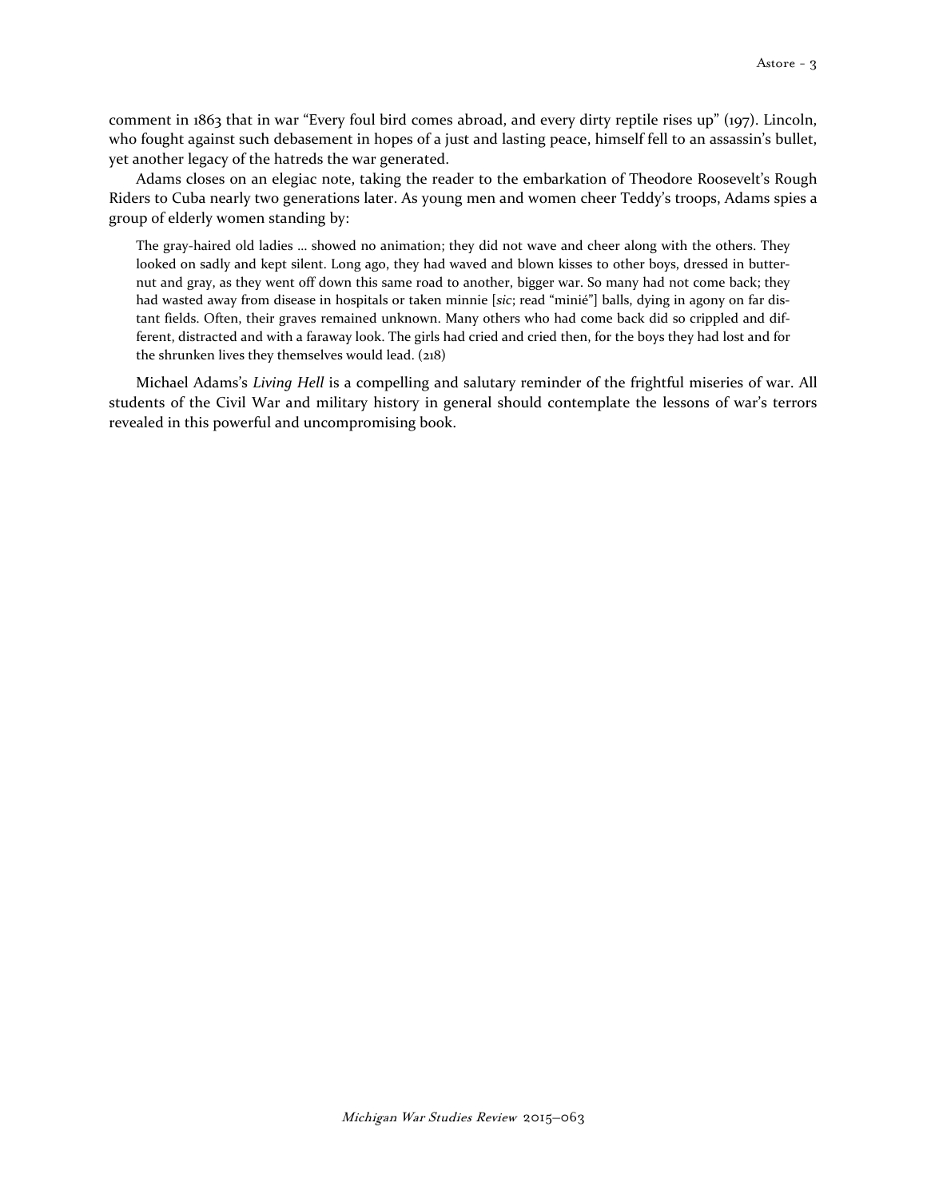comment in 1863 that in war “Every foul bird comes abroad, and every dirty reptile rises up” (197). Lincoln, who fought against such debasement in hopes of a just and lasting peace, himself fell to an assassin’s bullet, yet another legacy of the hatreds the war generated.

Adams closes on an elegiac note, taking the reader to the embarkation of Theodore Roosevelt’s Rough Riders to Cuba nearly two generations later. As young men and women cheer Teddy’s troops, Adams spies a group of elderly women standing by:

> The gray-haired old ladies … showed no animation; they did not wave and cheer along with the others. They looked on sadly and kept silent. Long ago, they had waved and blown kisses to other boys, dressed in butternut and gray, as they went off down this same road to another, bigger war. So many had not come back; they had wasted away from disease in hospitals or taken minnie [*sic*; read “minié”] balls, dying in agony on far distant fields. Often, their graves remained unknown. Many others who had come back did so crippled and different, distracted and with a faraway look. The girls had cried and cried then, for the boys they had lost and for the shrunken lives they themselves would lead. (218)

Michael Adams’s *Living Hell* is a compelling and salutary reminder of the frightful miseries of war. All students of the Civil War and military history in general should contemplate the lessons of war’s terrors revealed in this powerful and uncompromising book.